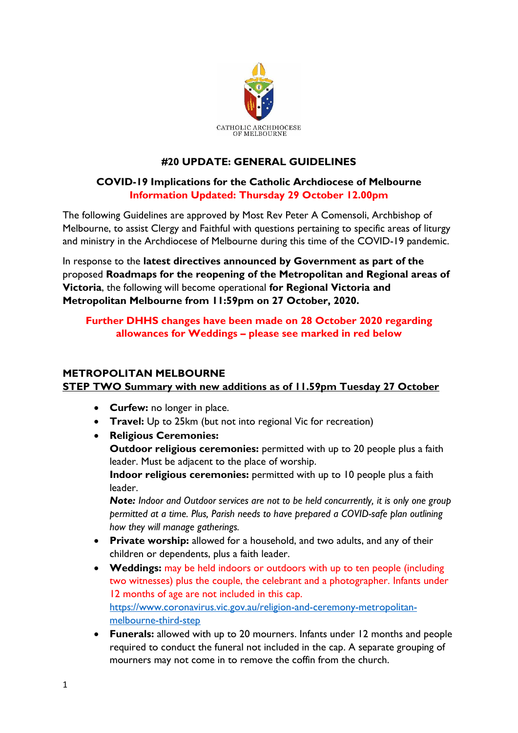CATHOLIC ARCHDIOCESE OF MELBOURNE

# #20 UPDATE: GENERAL GUIDELINES

## COVID-19 Implications for the Catholic Archdiocese of Melbourne
**Information Updated: Thursday 29 October 12.00pm**

The following Guidelines are approved by Most Rev Peter A Comensoli, Archbishop of Melbourne, to assist Clergy and Faithful with questions pertaining to specific areas of liturgy and ministry in the Archdiocese of Melbourne during this time of the COVID-19 pandemic.

In response to the **latest directives announced by Government as part of the** proposed **Roadmaps for the reopening of the Metropolitan and Regional areas of Victoria**, the following will become operational **for Regional Victoria and Metropolitan Melbourne from 11:59pm on 27 October, 2020.**

**Further DHHS changes have been made on 28 October 2020 regarding allowances for Weddings – please see marked in red below**

### METROPOLITAN MELBOURNE
**STEP TWO Summary with new additions as of 11.59pm Tuesday 27 October**

- **Curfew:** no longer in place.
- **Travel:** Up to 25km (but not into regional Vic for recreation)
- **Religious Ceremonies:**
  **Outdoor religious ceremonies:** permitted with up to 20 people plus a faith leader. Must be adjacent to the place of worship.
  **Indoor religious ceremonies:** permitted with up to 10 people plus a faith leader.
  ***Note:*** *Indoor and Outdoor services are not to be held concurrently, it is only one group permitted at a time. Plus, Parish needs to have prepared a COVID-safe plan outlining how they will manage gatherings.*
- **Private worship:** allowed for a household, and two adults, and any of their children or dependents, plus a faith leader.
- **Weddings:** may be held indoors or outdoors with up to ten people (including two witnesses) plus the couple, the celebrant and a photographer. Infants under 12 months of age are not included in this cap.
  https://www.coronavirus.vic.gov.au/religion-and-ceremony-metropolitan-melbourne-third-step
- **Funerals:** allowed with up to 20 mourners. Infants under 12 months and people required to conduct the funeral not included in the cap. A separate grouping of mourners may not come in to remove the coffin from the church.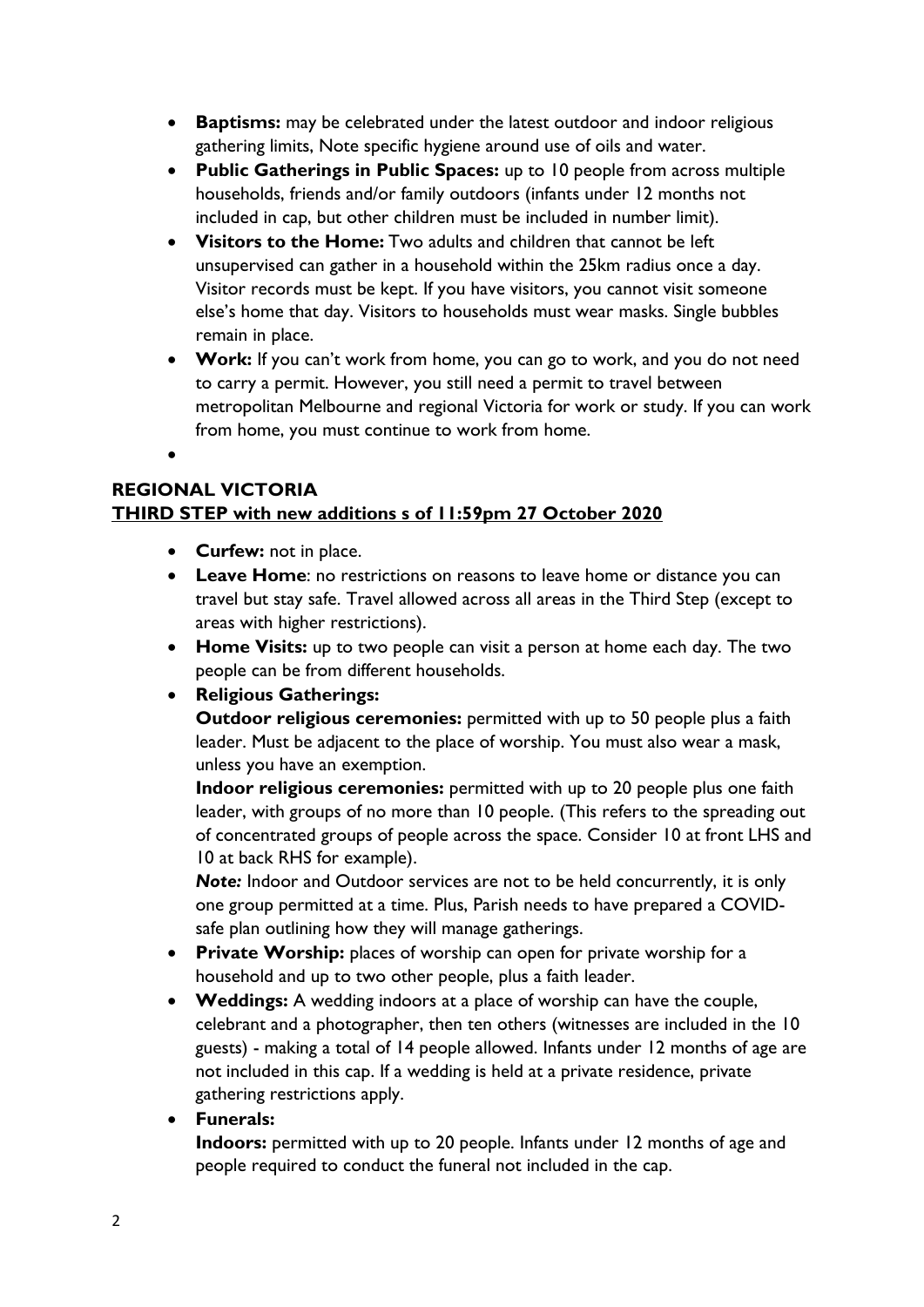- **Baptisms:** may be celebrated under the latest outdoor and indoor religious gathering limits, Note specific hygiene around use of oils and water.
- **Public Gatherings in Public Spaces:** up to 10 people from across multiple households, friends and/or family outdoors (infants under 12 months not included in cap, but other children must be included in number limit).
- **Visitors to the Home:** Two adults and children that cannot be left unsupervised can gather in a household within the 25km radius once a day. Visitor records must be kept. If you have visitors, you cannot visit someone else's home that day. Visitors to households must wear masks. Single bubbles remain in place.
- **Work:** If you can't work from home, you can go to work, and you do not need to carry a permit. However, you still need a permit to travel between metropolitan Melbourne and regional Victoria for work or study. If you can work from home, you must continue to work from home.
- 

**REGIONAL VICTORIA**
**<u>THIRD STEP with new additions s of 11:59pm 27 October 2020</u>**

- **Curfew:** not in place.
- **Leave Home**: no restrictions on reasons to leave home or distance you can travel but stay safe. Travel allowed across all areas in the Third Step (except to areas with higher restrictions).
- **Home Visits:** up to two people can visit a person at home each day. The two people can be from different households.
- **Religious Gatherings:**
  **Outdoor religious ceremonies:** permitted with up to 50 people plus a faith leader. Must be adjacent to the place of worship. You must also wear a mask, unless you have an exemption.
  **Indoor religious ceremonies:** permitted with up to 20 people plus one faith leader, with groups of no more than 10 people. (This refers to the spreading out of concentrated groups of people across the space. Consider 10 at front LHS and 10 at back RHS for example).
  ***Note:*** Indoor and Outdoor services are not to be held concurrently, it is only one group permitted at a time. Plus, Parish needs to have prepared a COVID-safe plan outlining how they will manage gatherings.
- **Private Worship:** places of worship can open for private worship for a household and up to two other people, plus a faith leader.
- **Weddings:** A wedding indoors at a place of worship can have the couple, celebrant and a photographer, then ten others (witnesses are included in the 10 guests) - making a total of 14 people allowed. Infants under 12 months of age are not included in this cap. If a wedding is held at a private residence, private gathering restrictions apply.
- **Funerals:**
  **Indoors:** permitted with up to 20 people. Infants under 12 months of age and people required to conduct the funeral not included in the cap.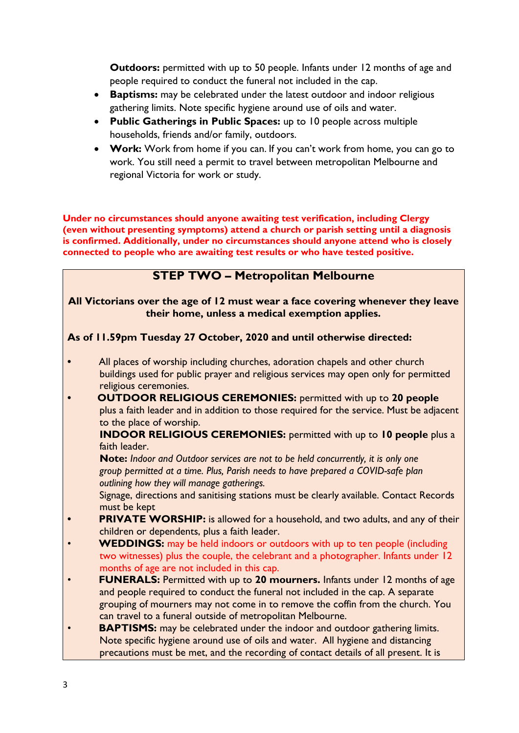**Outdoors:** permitted with up to 50 people. Infants under 12 months of age and people required to conduct the funeral not included in the cap.

- **Baptisms:** may be celebrated under the latest outdoor and indoor religious gathering limits. Note specific hygiene around use of oils and water.
- **Public Gatherings in Public Spaces:** up to 10 people across multiple households, friends and/or family, outdoors.
- **Work:** Work from home if you can. If you can't work from home, you can go to work. You still need a permit to travel between metropolitan Melbourne and regional Victoria for work or study.

**Under no circumstances should anyone awaiting test verification, including Clergy (even without presenting symptoms) attend a church or parish setting until a diagnosis is confirmed. Additionally, under no circumstances should anyone attend who is closely connected to people who are awaiting test results or who have tested positive.**

## STEP TWO – Metropolitan Melbourne

**All Victorians over the age of 12 must wear a face covering whenever they leave their home, unless a medical exemption applies.**

**As of 11.59pm Tuesday 27 October, 2020 and until otherwise directed:**

- All places of worship including churches, adoration chapels and other church buildings used for public prayer and religious services may open only for permitted religious ceremonies.
- **OUTDOOR RELIGIOUS CEREMONIES:** permitted with up to **20 people** plus a faith leader and in addition to those required for the service. Must be adjacent to the place of worship.

  **INDOOR RELIGIOUS CEREMONIES:** permitted with up to **10 people** plus a faith leader.

  **Note:** *Indoor and Outdoor services are not to be held concurrently, it is only one group permitted at a time. Plus, Parish needs to have prepared a COVID-safe plan outlining how they will manage gatherings.*

  Signage, directions and sanitising stations must be clearly available. Contact Records must be kept
- **PRIVATE WORSHIP:** is allowed for a household, and two adults, and any of their children or dependents, plus a faith leader.
- **WEDDINGS:** may be held indoors or outdoors with up to ten people (including two witnesses) plus the couple, the celebrant and a photographer. Infants under 12 months of age are not included in this cap.
- **FUNERALS:** Permitted with up to **20 mourners.** Infants under 12 months of age and people required to conduct the funeral not included in the cap. A separate grouping of mourners may not come in to remove the coffin from the church. You can travel to a funeral outside of metropolitan Melbourne.
- **BAPTISMS:** may be celebrated under the indoor and outdoor gathering limits. Note specific hygiene around use of oils and water. All hygiene and distancing precautions must be met, and the recording of contact details of all present. It is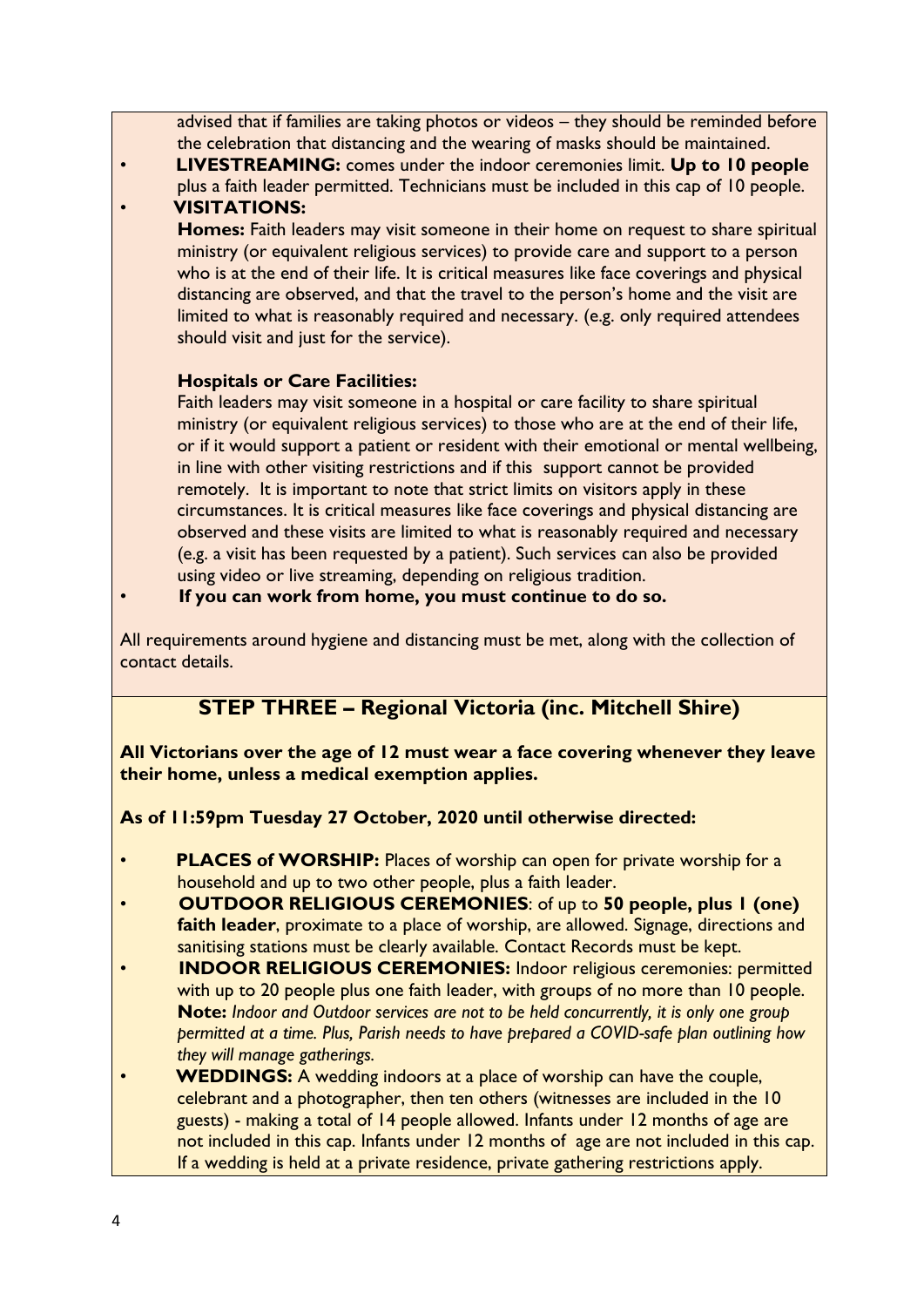advised that if families are taking photos or videos – they should be reminded before the celebration that distancing and the wearing of masks should be maintained.

- **LIVESTREAMING:** comes under the indoor ceremonies limit. **Up to 10 people** plus a faith leader permitted. Technicians must be included in this cap of 10 people.
- **VISITATIONS:**

  **Homes:** Faith leaders may visit someone in their home on request to share spiritual ministry (or equivalent religious services) to provide care and support to a person who is at the end of their life. It is critical measures like face coverings and physical distancing are observed, and that the travel to the person's home and the visit are limited to what is reasonably required and necessary. (e.g. only required attendees should visit and just for the service).

  **Hospitals or Care Facilities:**
  Faith leaders may visit someone in a hospital or care facility to share spiritual ministry (or equivalent religious services) to those who are at the end of their life, or if it would support a patient or resident with their emotional or mental wellbeing, in line with other visiting restrictions and if this support cannot be provided remotely. It is important to note that strict limits on visitors apply in these circumstances. It is critical measures like face coverings and physical distancing are observed and these visits are limited to what is reasonably required and necessary (e.g. a visit has been requested by a patient). Such services can also be provided using video or live streaming, depending on religious tradition.
- **If you can work from home, you must continue to do so.**

All requirements around hygiene and distancing must be met, along with the collection of contact details.

## STEP THREE – Regional Victoria (inc. Mitchell Shire)

**All Victorians over the age of 12 must wear a face covering whenever they leave their home, unless a medical exemption applies.**

**As of 11:59pm Tuesday 27 October, 2020 until otherwise directed:**

- **PLACES of WORSHIP:** Places of worship can open for private worship for a household and up to two other people, plus a faith leader.
- **OUTDOOR RELIGIOUS CEREMONIES**: of up to **50 people, plus 1 (one) faith leader**, proximate to a place of worship, are allowed. Signage, directions and sanitising stations must be clearly available. Contact Records must be kept.
- **INDOOR RELIGIOUS CEREMONIES:** Indoor religious ceremonies: permitted with up to 20 people plus one faith leader, with groups of no more than 10 people. **Note:** *Indoor and Outdoor services are not to be held concurrently, it is only one group permitted at a time. Plus, Parish needs to have prepared a COVID-safe plan outlining how they will manage gatherings.*
- **WEDDINGS:** A wedding indoors at a place of worship can have the couple, celebrant and a photographer, then ten others (witnesses are included in the 10 guests) - making a total of 14 people allowed. Infants under 12 months of age are not included in this cap. Infants under 12 months of age are not included in this cap. If a wedding is held at a private residence, private gathering restrictions apply.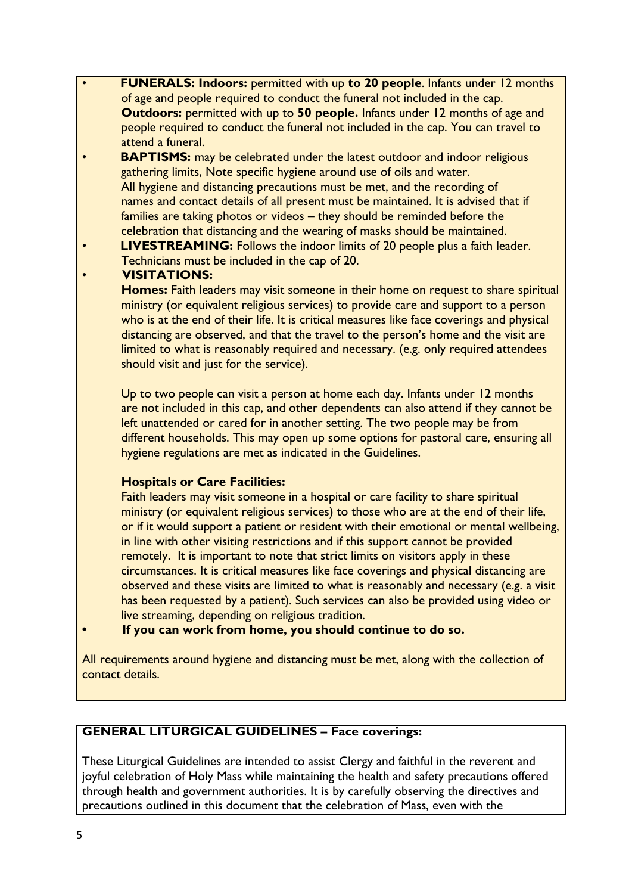- **FUNERALS: Indoors:** permitted with up **to 20 people**. Infants under 12 months of age and people required to conduct the funeral not included in the cap. **Outdoors:** permitted with up to **50 people.** Infants under 12 months of age and people required to conduct the funeral not included in the cap. You can travel to attend a funeral.
- **BAPTISMS:** may be celebrated under the latest outdoor and indoor religious gathering limits, Note specific hygiene around use of oils and water. All hygiene and distancing precautions must be met, and the recording of names and contact details of all present must be maintained. It is advised that if families are taking photos or videos – they should be reminded before the celebration that distancing and the wearing of masks should be maintained.
- **LIVESTREAMING:** Follows the indoor limits of 20 people plus a faith leader. Technicians must be included in the cap of 20.
- **VISITATIONS:**

  **Homes:** Faith leaders may visit someone in their home on request to share spiritual ministry (or equivalent religious services) to provide care and support to a person who is at the end of their life. It is critical measures like face coverings and physical distancing are observed, and that the travel to the person's home and the visit are limited to what is reasonably required and necessary. (e.g. only required attendees should visit and just for the service).

  Up to two people can visit a person at home each day. Infants under 12 months are not included in this cap, and other dependents can also attend if they cannot be left unattended or cared for in another setting. The two people may be from different households. This may open up some options for pastoral care, ensuring all hygiene regulations are met as indicated in the Guidelines.

  **Hospitals or Care Facilities:**

  Faith leaders may visit someone in a hospital or care facility to share spiritual ministry (or equivalent religious services) to those who are at the end of their life, or if it would support a patient or resident with their emotional or mental wellbeing, in line with other visiting restrictions and if this support cannot be provided remotely. It is important to note that strict limits on visitors apply in these circumstances. It is critical measures like face coverings and physical distancing are observed and these visits are limited to what is reasonably and necessary (e.g. a visit has been requested by a patient). Such services can also be provided using video or live streaming, depending on religious tradition.
- **If you can work from home, you should continue to do so.**

All requirements around hygiene and distancing must be met, along with the collection of contact details.

**GENERAL LITURGICAL GUIDELINES – Face coverings:**

These Liturgical Guidelines are intended to assist Clergy and faithful in the reverent and joyful celebration of Holy Mass while maintaining the health and safety precautions offered through health and government authorities. It is by carefully observing the directives and precautions outlined in this document that the celebration of Mass, even with the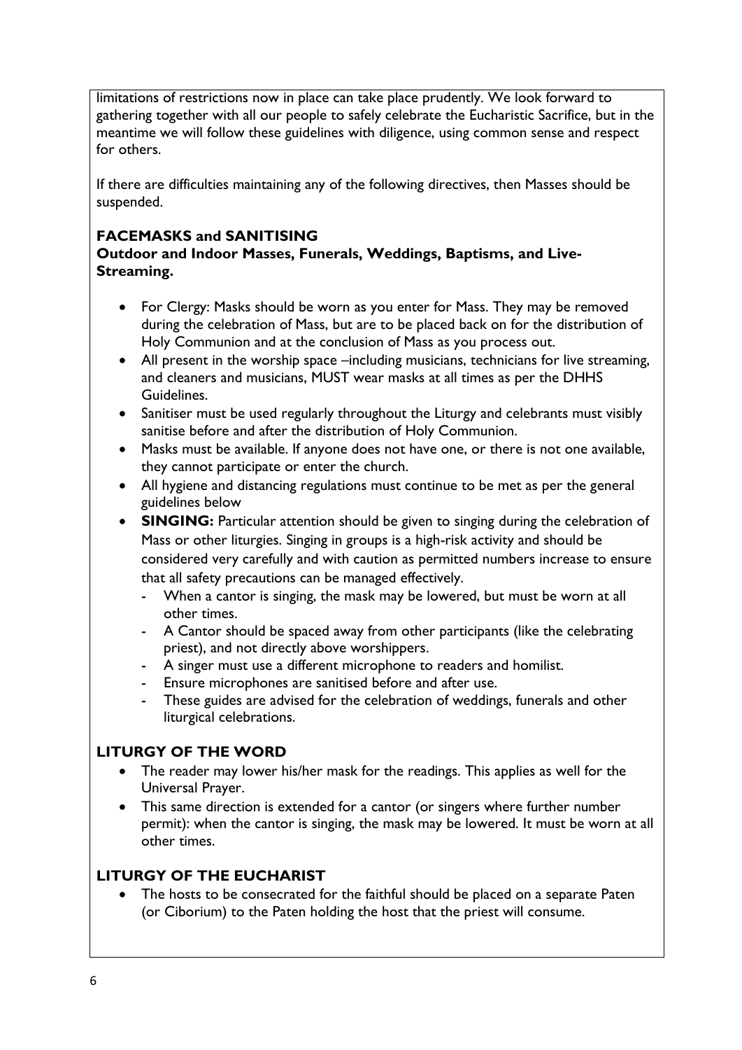limitations of restrictions now in place can take place prudently. We look forward to gathering together with all our people to safely celebrate the Eucharistic Sacrifice, but in the meantime we will follow these guidelines with diligence, using common sense and respect for others.

If there are difficulties maintaining any of the following directives, then Masses should be suspended.

**FACEMASKS and SANITISING**
**Outdoor and Indoor Masses, Funerals, Weddings, Baptisms, and Live-Streaming.**

- For Clergy: Masks should be worn as you enter for Mass. They may be removed during the celebration of Mass, but are to be placed back on for the distribution of Holy Communion and at the conclusion of Mass as you process out.
- All present in the worship space –including musicians, technicians for live streaming, and cleaners and musicians, MUST wear masks at all times as per the DHHS Guidelines.
- Sanitiser must be used regularly throughout the Liturgy and celebrants must visibly sanitise before and after the distribution of Holy Communion.
- Masks must be available. If anyone does not have one, or there is not one available, they cannot participate or enter the church.
- All hygiene and distancing regulations must continue to be met as per the general guidelines below
- **SINGING:** Particular attention should be given to singing during the celebration of Mass or other liturgies. Singing in groups is a high-risk activity and should be considered very carefully and with caution as permitted numbers increase to ensure that all safety precautions can be managed effectively.
  - When a cantor is singing, the mask may be lowered, but must be worn at all other times.
  - A Cantor should be spaced away from other participants (like the celebrating priest), and not directly above worshippers.
  - A singer must use a different microphone to readers and homilist.
  - Ensure microphones are sanitised before and after use.
  - These guides are advised for the celebration of weddings, funerals and other liturgical celebrations.

## LITURGY OF THE WORD

- The reader may lower his/her mask for the readings. This applies as well for the Universal Prayer.
- This same direction is extended for a cantor (or singers where further number permit): when the cantor is singing, the mask may be lowered. It must be worn at all other times.

## LITURGY OF THE EUCHARIST

- The hosts to be consecrated for the faithful should be placed on a separate Paten (or Ciborium) to the Paten holding the host that the priest will consume.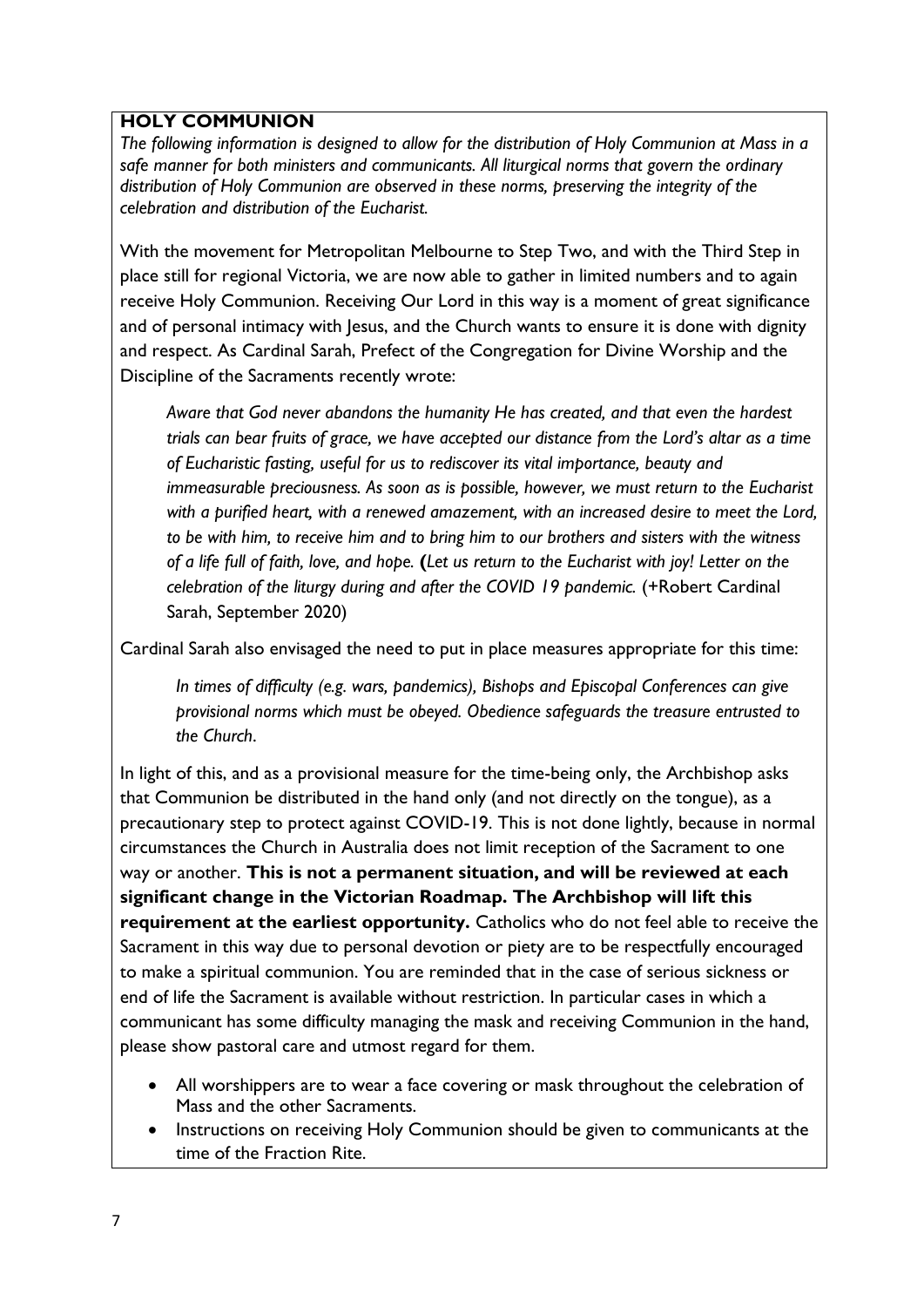**HOLY COMMUNION**

*The following information is designed to allow for the distribution of Holy Communion at Mass in a safe manner for both ministers and communicants. All liturgical norms that govern the ordinary distribution of Holy Communion are observed in these norms, preserving the integrity of the celebration and distribution of the Eucharist.*

With the movement for Metropolitan Melbourne to Step Two, and with the Third Step in place still for regional Victoria, we are now able to gather in limited numbers and to again receive Holy Communion. Receiving Our Lord in this way is a moment of great significance and of personal intimacy with Jesus, and the Church wants to ensure it is done with dignity and respect. As Cardinal Sarah, Prefect of the Congregation for Divine Worship and the Discipline of the Sacraments recently wrote:

> *Aware that God never abandons the humanity He has created, and that even the hardest trials can bear fruits of grace, we have accepted our distance from the Lord's altar as a time of Eucharistic fasting, useful for us to rediscover its vital importance, beauty and immeasurable preciousness. As soon as is possible, however, we must return to the Eucharist with a purified heart, with a renewed amazement, with an increased desire to meet the Lord, to be with him, to receive him and to bring him to our brothers and sisters with the witness of a life full of faith, love, and hope.* **(***Let us return to the Eucharist with joy! Letter on the celebration of the liturgy during and after the COVID 19 pandemic.* (+Robert Cardinal Sarah, September 2020)

Cardinal Sarah also envisaged the need to put in place measures appropriate for this time:

> *In times of difficulty (e.g. wars, pandemics), Bishops and Episcopal Conferences can give provisional norms which must be obeyed. Obedience safeguards the treasure entrusted to the Church.*

In light of this, and as a provisional measure for the time-being only, the Archbishop asks that Communion be distributed in the hand only (and not directly on the tongue), as a precautionary step to protect against COVID-19. This is not done lightly, because in normal circumstances the Church in Australia does not limit reception of the Sacrament to one way or another. **This is not a permanent situation, and will be reviewed at each significant change in the Victorian Roadmap. The Archbishop will lift this requirement at the earliest opportunity.** Catholics who do not feel able to receive the Sacrament in this way due to personal devotion or piety are to be respectfully encouraged to make a spiritual communion. You are reminded that in the case of serious sickness or end of life the Sacrament is available without restriction. In particular cases in which a communicant has some difficulty managing the mask and receiving Communion in the hand, please show pastoral care and utmost regard for them.

- All worshippers are to wear a face covering or mask throughout the celebration of Mass and the other Sacraments.
- Instructions on receiving Holy Communion should be given to communicants at the time of the Fraction Rite.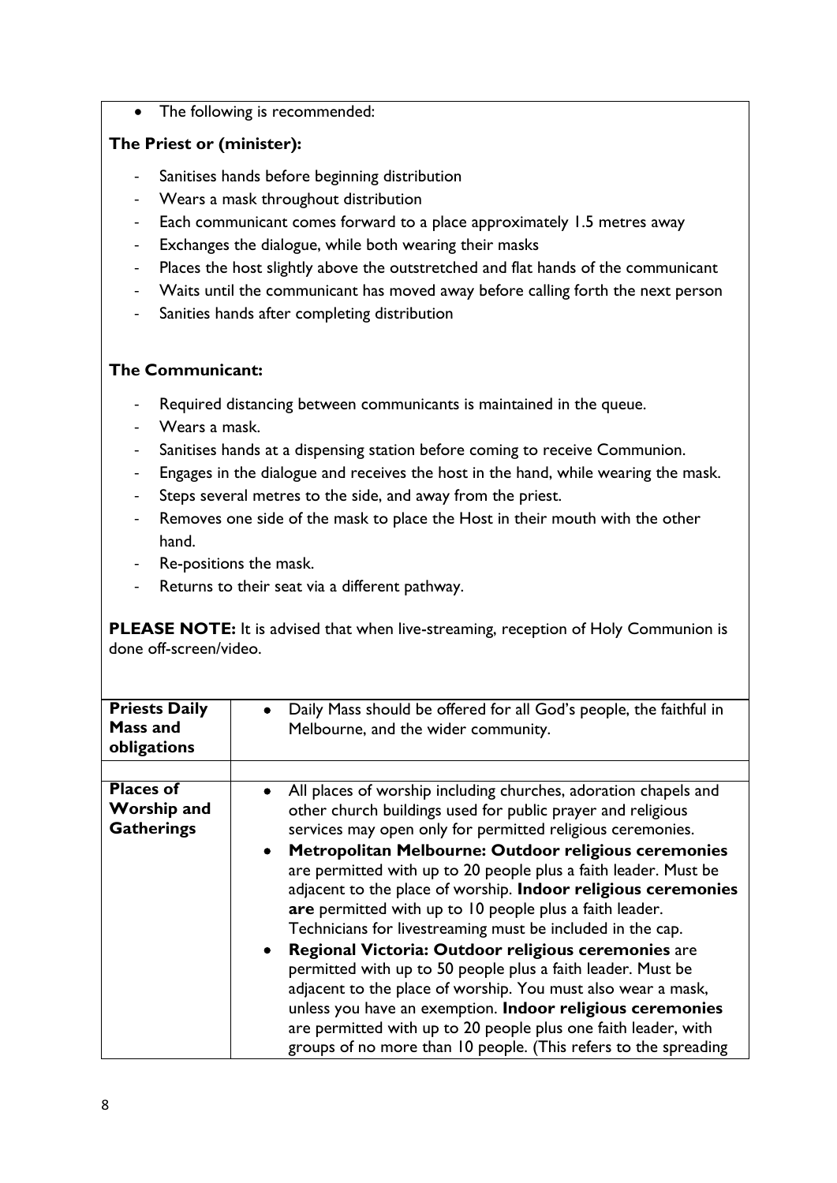- The following is recommended:

**The Priest or (minister):**

- Sanitises hands before beginning distribution
- Wears a mask throughout distribution
- Each communicant comes forward to a place approximately 1.5 metres away
- Exchanges the dialogue, while both wearing their masks
- Places the host slightly above the outstretched and flat hands of the communicant
- Waits until the communicant has moved away before calling forth the next person
- Sanities hands after completing distribution

**The Communicant:**

- Required distancing between communicants is maintained in the queue.
- Wears a mask.
- Sanitises hands at a dispensing station before coming to receive Communion.
- Engages in the dialogue and receives the host in the hand, while wearing the mask.
- Steps several metres to the side, and away from the priest.
- Removes one side of the mask to place the Host in their mouth with the other hand.
- Re-positions the mask.
- Returns to their seat via a different pathway.

**PLEASE NOTE:** It is advised that when live-streaming, reception of Holy Communion is done off-screen/video.

| | |
|---|---|
| **Priests Daily Mass and obligations** | • Daily Mass should be offered for all God's people, the faithful in Melbourne, and the wider community. |
| | |
| **Places of Worship and Gatherings** | • All places of worship including churches, adoration chapels and other church buildings used for public prayer and religious services may open only for permitted religious ceremonies.<br>• **Metropolitan Melbourne: Outdoor religious ceremonies** are permitted with up to 20 people plus a faith leader. Must be adjacent to the place of worship. **Indoor religious ceremonies are** permitted with up to 10 people plus a faith leader. Technicians for livestreaming must be included in the cap.<br>• **Regional Victoria: Outdoor religious ceremonies** are permitted with up to 50 people plus a faith leader. Must be adjacent to the place of worship. You must also wear a mask, unless you have an exemption. **Indoor religious ceremonies** are permitted with up to 20 people plus one faith leader, with groups of no more than 10 people. (This refers to the spreading |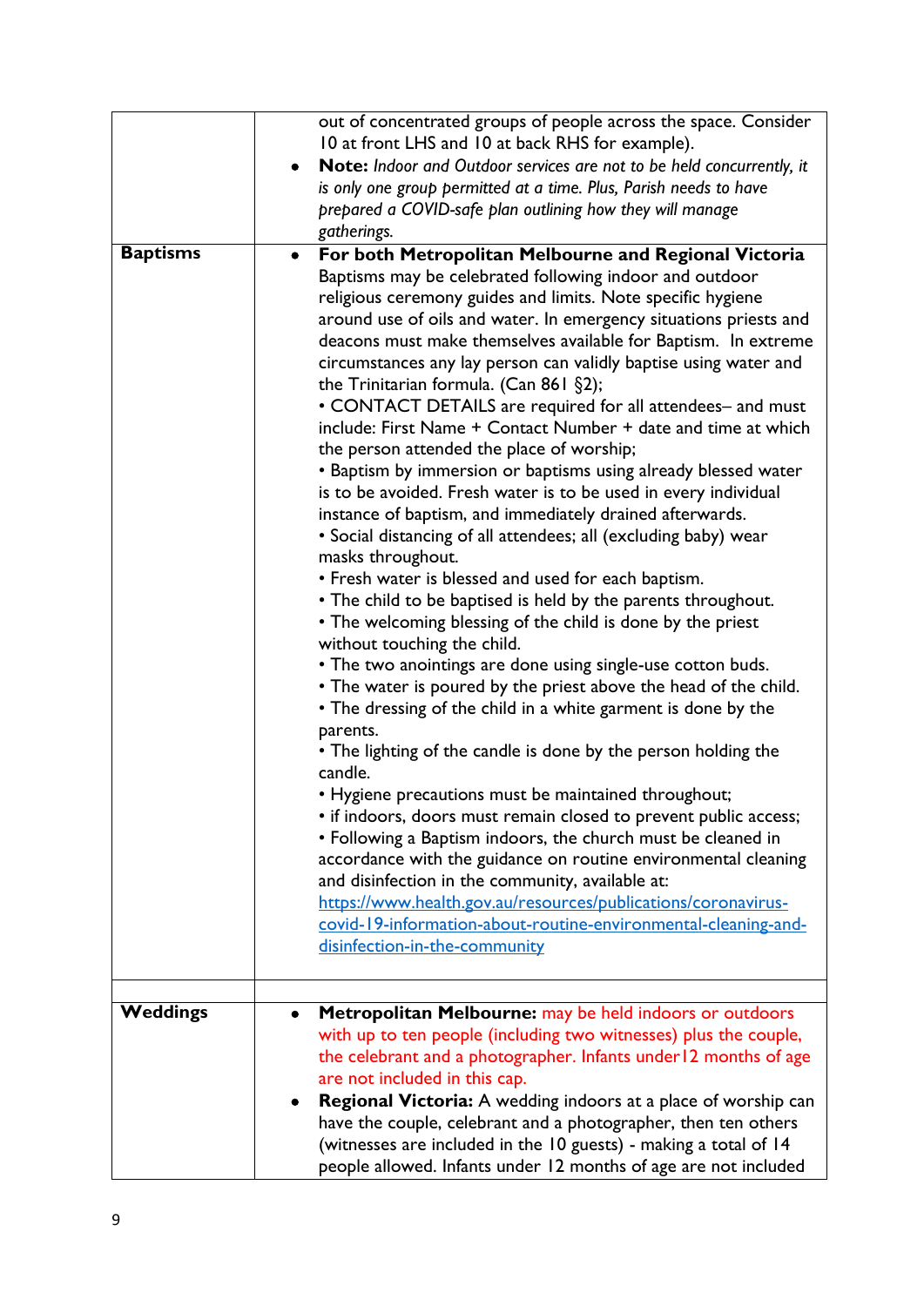| | |
|---|---|
| | out of concentrated groups of people across the space. Consider 10 at front LHS and 10 at back RHS for example).<br>• **Note:** *Indoor and Outdoor services are not to be held concurrently, it is only one group permitted at a time. Plus, Parish needs to have prepared a COVID-safe plan outlining how they will manage gatherings.* |
| **Baptisms** | • **For both Metropolitan Melbourne and Regional Victoria** Baptisms may be celebrated following indoor and outdoor religious ceremony guides and limits. Note specific hygiene around use of oils and water. In emergency situations priests and deacons must make themselves available for Baptism. In extreme circumstances any lay person can validly baptise using water and the Trinitarian formula. (Can 861 §2);<br>• CONTACT DETAILS are required for all attendees– and must include: First Name + Contact Number + date and time at which the person attended the place of worship;<br>• Baptism by immersion or baptisms using already blessed water is to be avoided. Fresh water is to be used in every individual instance of baptism, and immediately drained afterwards.<br>• Social distancing of all attendees; all (excluding baby) wear masks throughout.<br>• Fresh water is blessed and used for each baptism.<br>• The child to be baptised is held by the parents throughout.<br>• The welcoming blessing of the child is done by the priest without touching the child.<br>• The two anointings are done using single-use cotton buds.<br>• The water is poured by the priest above the head of the child.<br>• The dressing of the child in a white garment is done by the parents.<br>• The lighting of the candle is done by the person holding the candle.<br>• Hygiene precautions must be maintained throughout;<br>• if indoors, doors must remain closed to prevent public access;<br>• Following a Baptism indoors, the church must be cleaned in accordance with the guidance on routine environmental cleaning and disinfection in the community, available at: [https://www.health.gov.au/resources/publications/coronavirus-covid-19-information-about-routine-environmental-cleaning-and-disinfection-in-the-community](https://www.health.gov.au/resources/publications/coronavirus-covid-19-information-about-routine-environmental-cleaning-and-disinfection-in-the-community) |
| | |
| **Weddings** | • **Metropolitan Melbourne:** may be held indoors or outdoors with up to ten people (including two witnesses) plus the couple, the celebrant and a photographer. Infants under12 months of age are not included in this cap.<br>• **Regional Victoria:** A wedding indoors at a place of worship can have the couple, celebrant and a photographer, then ten others (witnesses are included in the 10 guests) - making a total of 14 people allowed. Infants under 12 months of age are not included |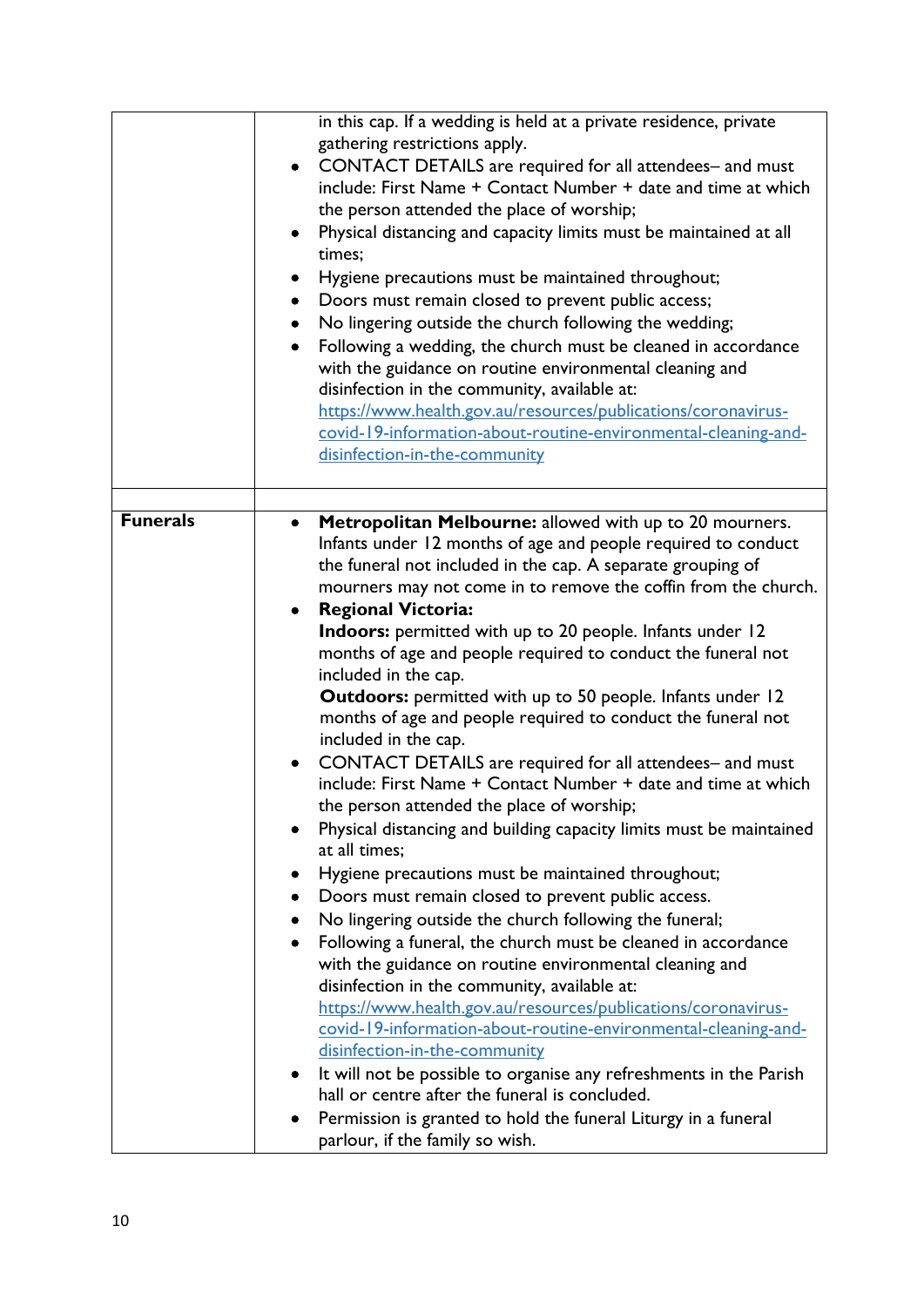| | |
|---|---|
| | in this cap. If a wedding is held at a private residence, private gathering restrictions apply.<br>• CONTACT DETAILS are required for all attendees– and must include: First Name + Contact Number + date and time at which the person attended the place of worship;<br>• Physical distancing and capacity limits must be maintained at all times;<br>• Hygiene precautions must be maintained throughout;<br>• Doors must remain closed to prevent public access;<br>• No lingering outside the church following the wedding;<br>• Following a wedding, the church must be cleaned in accordance with the guidance on routine environmental cleaning and disinfection in the community, available at: https://www.health.gov.au/resources/publications/coronavirus-covid-19-information-about-routine-environmental-cleaning-and-disinfection-in-the-community |
| | |
| **Funerals** | • **Metropolitan Melbourne:** allowed with up to 20 mourners. Infants under 12 months of age and people required to conduct the funeral not included in the cap. A separate grouping of mourners may not come in to remove the coffin from the church.<br>• **Regional Victoria:**<br>**Indoors:** permitted with up to 20 people. Infants under 12 months of age and people required to conduct the funeral not included in the cap.<br>**Outdoors:** permitted with up to 50 people. Infants under 12 months of age and people required to conduct the funeral not included in the cap.<br>• CONTACT DETAILS are required for all attendees– and must include: First Name + Contact Number + date and time at which the person attended the place of worship;<br>• Physical distancing and building capacity limits must be maintained at all times;<br>• Hygiene precautions must be maintained throughout;<br>• Doors must remain closed to prevent public access.<br>• No lingering outside the church following the funeral;<br>• Following a funeral, the church must be cleaned in accordance with the guidance on routine environmental cleaning and disinfection in the community, available at: https://www.health.gov.au/resources/publications/coronavirus-covid-19-information-about-routine-environmental-cleaning-and-disinfection-in-the-community<br>• It will not be possible to organise any refreshments in the Parish hall or centre after the funeral is concluded.<br>• Permission is granted to hold the funeral Liturgy in a funeral parlour, if the family so wish. |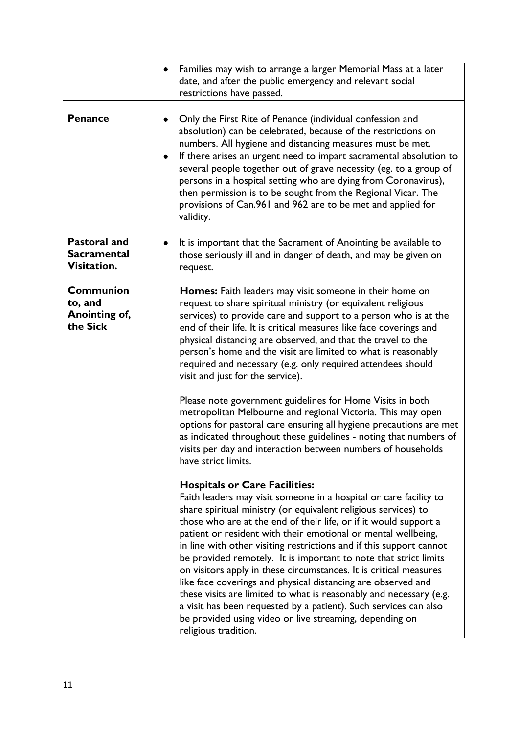| | |
|---|---|
| | • Families may wish to arrange a larger Memorial Mass at a later date, and after the public emergency and relevant social restrictions have passed. |
| | |
| **Penance** | • Only the First Rite of Penance (individual confession and absolution) can be celebrated, because of the restrictions on numbers. All hygiene and distancing measures must be met.<br>• If there arises an urgent need to impart sacramental absolution to several people together out of grave necessity (eg. to a group of persons in a hospital setting who are dying from Coronavirus), then permission is to be sought from the Regional Vicar. The provisions of Can.961 and 962 are to be met and applied for validity. |
| | |
| **Pastoral and Sacramental Visitation.**<br><br>**Communion to, and Anointing of, the Sick** | • It is important that the Sacrament of Anointing be available to those seriously ill and in danger of death, and may be given on request.<br><br>**Homes:** Faith leaders may visit someone in their home on request to share spiritual ministry (or equivalent religious services) to provide care and support to a person who is at the end of their life. It is critical measures like face coverings and physical distancing are observed, and that the travel to the person's home and the visit are limited to what is reasonably required and necessary (e.g. only required attendees should visit and just for the service).<br><br>Please note government guidelines for Home Visits in both metropolitan Melbourne and regional Victoria. This may open options for pastoral care ensuring all hygiene precautions are met as indicated throughout these guidelines - noting that numbers of visits per day and interaction between numbers of households have strict limits.<br><br>**Hospitals or Care Facilities:**<br>Faith leaders may visit someone in a hospital or care facility to share spiritual ministry (or equivalent religious services) to those who are at the end of their life, or if it would support a patient or resident with their emotional or mental wellbeing, in line with other visiting restrictions and if this support cannot be provided remotely. It is important to note that strict limits on visitors apply in these circumstances. It is critical measures like face coverings and physical distancing are observed and these visits are limited to what is reasonably and necessary (e.g. a visit has been requested by a patient). Such services can also be provided using video or live streaming, depending on religious tradition. |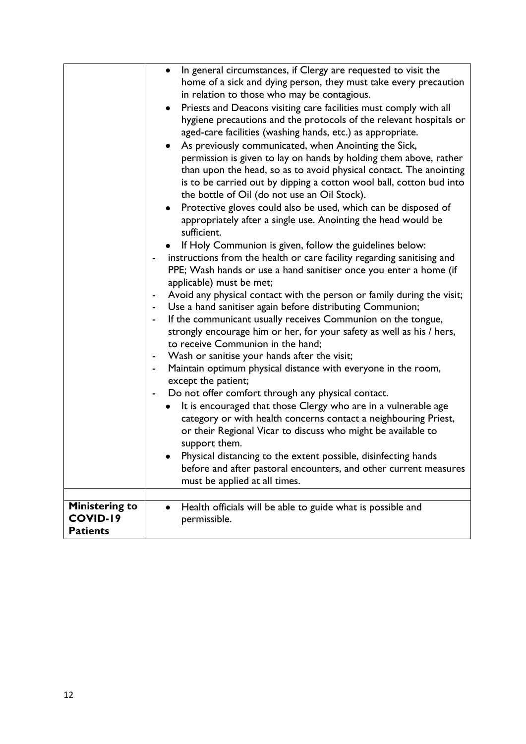| | |
|---|---|
| | • In general circumstances, if Clergy are requested to visit the home of a sick and dying person, they must take every precaution in relation to those who may be contagious.<br>• Priests and Deacons visiting care facilities must comply with all hygiene precautions and the protocols of the relevant hospitals or aged-care facilities (washing hands, etc.) as appropriate.<br>• As previously communicated, when Anointing the Sick, permission is given to lay on hands by holding them above, rather than upon the head, so as to avoid physical contact. The anointing is to be carried out by dipping a cotton wool ball, cotton bud into the bottle of Oil (do not use an Oil Stock).<br>• Protective gloves could also be used, which can be disposed of appropriately after a single use. Anointing the head would be sufficient.<br>• If Holy Communion is given, follow the guidelines below:<br>- instructions from the health or care facility regarding sanitising and PPE; Wash hands or use a hand sanitiser once you enter a home (if applicable) must be met;<br>- Avoid any physical contact with the person or family during the visit;<br>- Use a hand sanitiser again before distributing Communion;<br>- If the communicant usually receives Communion on the tongue, strongly encourage him or her, for your safety as well as his / hers, to receive Communion in the hand;<br>- Wash or sanitise your hands after the visit;<br>- Maintain optimum physical distance with everyone in the room, except the patient;<br>- Do not offer comfort through any physical contact.<br>• It is encouraged that those Clergy who are in a vulnerable age category or with health concerns contact a neighbouring Priest, or their Regional Vicar to discuss who might be available to support them.<br>• Physical distancing to the extent possible, disinfecting hands before and after pastoral encounters, and other current measures must be applied at all times. |
| | |
| **Ministering to COVID-19 Patients** | • Health officials will be able to guide what is possible and permissible. |